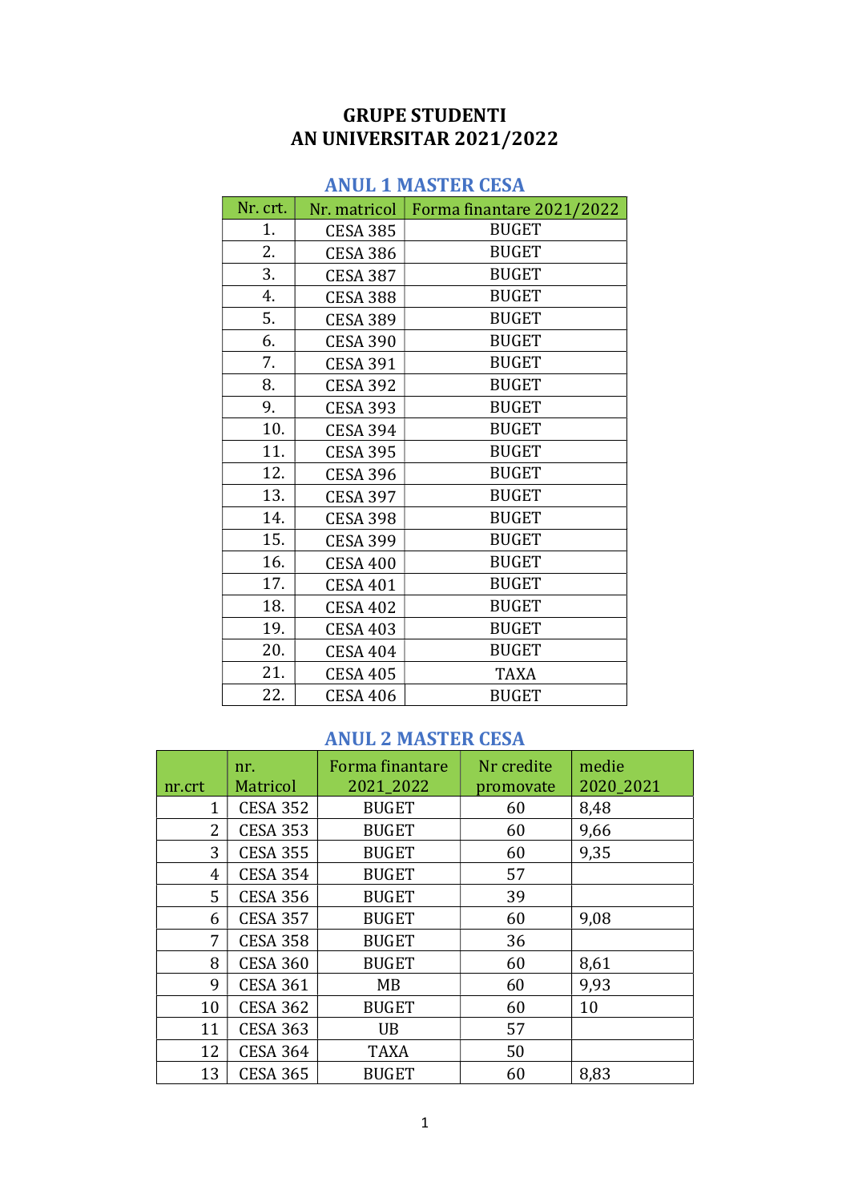# GRUPE STUDENTI
# AN UNIVERSITAR 2021/2022

## ANUL 1 MASTER CESA

| Nr. crt. | Nr. matricol | Forma finantare 2021/2022 |
|---|---|---|
| 1. | CESA 385 | BUGET |
| 2. | CESA 386 | BUGET |
| 3. | CESA 387 | BUGET |
| 4. | CESA 388 | BUGET |
| 5. | CESA 389 | BUGET |
| 6. | CESA 390 | BUGET |
| 7. | CESA 391 | BUGET |
| 8. | CESA 392 | BUGET |
| 9. | CESA 393 | BUGET |
| 10. | CESA 394 | BUGET |
| 11. | CESA 395 | BUGET |
| 12. | CESA 396 | BUGET |
| 13. | CESA 397 | BUGET |
| 14. | CESA 398 | BUGET |
| 15. | CESA 399 | BUGET |
| 16. | CESA 400 | BUGET |
| 17. | CESA 401 | BUGET |
| 18. | CESA 402 | BUGET |
| 19. | CESA 403 | BUGET |
| 20. | CESA 404 | BUGET |
| 21. | CESA 405 | TAXA |
| 22. | CESA 406 | BUGET |

## ANUL 2 MASTER CESA

| nr.crt | nr. Matricol | Forma finantare 2021_2022 | Nr credite promovate | medie 2020_2021 |
|---|---|---|---|---|
| 1 | CESA 352 | BUGET | 60 | 8,48 |
| 2 | CESA 353 | BUGET | 60 | 9,66 |
| 3 | CESA 355 | BUGET | 60 | 9,35 |
| 4 | CESA 354 | BUGET | 57 | |
| 5 | CESA 356 | BUGET | 39 | |
| 6 | CESA 357 | BUGET | 60 | 9,08 |
| 7 | CESA 358 | BUGET | 36 | |
| 8 | CESA 360 | BUGET | 60 | 8,61 |
| 9 | CESA 361 | MB | 60 | 9,93 |
| 10 | CESA 362 | BUGET | 60 | 10 |
| 11 | CESA 363 | UB | 57 | |
| 12 | CESA 364 | TAXA | 50 | |
| 13 | CESA 365 | BUGET | 60 | 8,83 |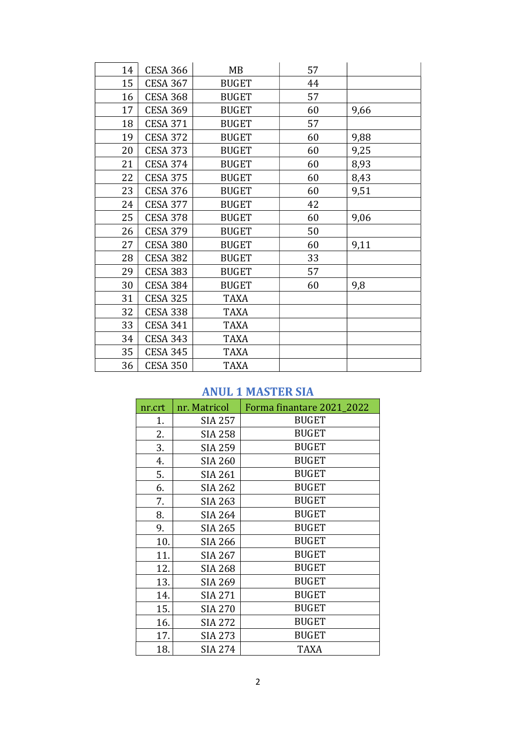| | | | | |
|---|---|---|---|---|
| 14 | CESA 366 | MB | 57 | |
| 15 | CESA 367 | BUGET | 44 | |
| 16 | CESA 368 | BUGET | 57 | |
| 17 | CESA 369 | BUGET | 60 | 9,66 |
| 18 | CESA 371 | BUGET | 57 | |
| 19 | CESA 372 | BUGET | 60 | 9,88 |
| 20 | CESA 373 | BUGET | 60 | 9,25 |
| 21 | CESA 374 | BUGET | 60 | 8,93 |
| 22 | CESA 375 | BUGET | 60 | 8,43 |
| 23 | CESA 376 | BUGET | 60 | 9,51 |
| 24 | CESA 377 | BUGET | 42 | |
| 25 | CESA 378 | BUGET | 60 | 9,06 |
| 26 | CESA 379 | BUGET | 50 | |
| 27 | CESA 380 | BUGET | 60 | 9,11 |
| 28 | CESA 382 | BUGET | 33 | |
| 29 | CESA 383 | BUGET | 57 | |
| 30 | CESA 384 | BUGET | 60 | 9,8 |
| 31 | CESA 325 | TAXA | | |
| 32 | CESA 338 | TAXA | | |
| 33 | CESA 341 | TAXA | | |
| 34 | CESA 343 | TAXA | | |
| 35 | CESA 345 | TAXA | | |
| 36 | CESA 350 | TAXA | | |

## ANUL 1 MASTER SIA

| nr.crt | nr. Matricol | Forma finantare 2021_2022 |
|---|---|---|
| 1. | SIA 257 | BUGET |
| 2. | SIA 258 | BUGET |
| 3. | SIA 259 | BUGET |
| 4. | SIA 260 | BUGET |
| 5. | SIA 261 | BUGET |
| 6. | SIA 262 | BUGET |
| 7. | SIA 263 | BUGET |
| 8. | SIA 264 | BUGET |
| 9. | SIA 265 | BUGET |
| 10. | SIA 266 | BUGET |
| 11. | SIA 267 | BUGET |
| 12. | SIA 268 | BUGET |
| 13. | SIA 269 | BUGET |
| 14. | SIA 271 | BUGET |
| 15. | SIA 270 | BUGET |
| 16. | SIA 272 | BUGET |
| 17. | SIA 273 | BUGET |
| 18. | SIA 274 | TAXA |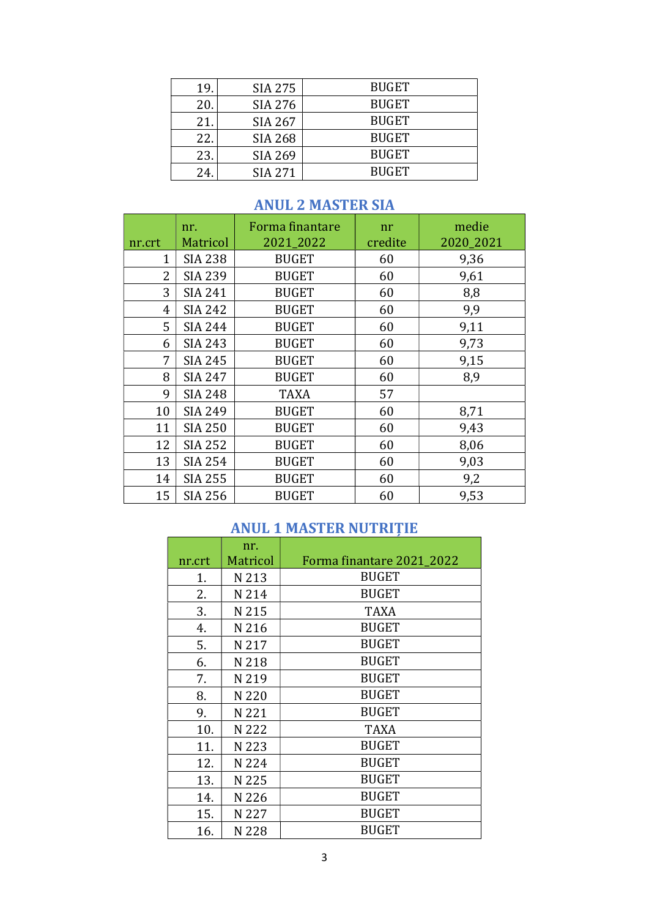| | | |
|---|---|---|
| 19. | SIA 275 | BUGET |
| 20. | SIA 276 | BUGET |
| 21. | SIA 267 | BUGET |
| 22. | SIA 268 | BUGET |
| 23. | SIA 269 | BUGET |
| 24. | SIA 271 | BUGET |

## ANUL 2 MASTER SIA

| nr.crt | nr. Matricol | Forma finantare 2021_2022 | nr credite | medie 2020_2021 |
|---|---|---|---|---|
| 1 | SIA 238 | BUGET | 60 | 9,36 |
| 2 | SIA 239 | BUGET | 60 | 9,61 |
| 3 | SIA 241 | BUGET | 60 | 8,8 |
| 4 | SIA 242 | BUGET | 60 | 9,9 |
| 5 | SIA 244 | BUGET | 60 | 9,11 |
| 6 | SIA 243 | BUGET | 60 | 9,73 |
| 7 | SIA 245 | BUGET | 60 | 9,15 |
| 8 | SIA 247 | BUGET | 60 | 8,9 |
| 9 | SIA 248 | TAXA | 57 | |
| 10 | SIA 249 | BUGET | 60 | 8,71 |
| 11 | SIA 250 | BUGET | 60 | 9,43 |
| 12 | SIA 252 | BUGET | 60 | 8,06 |
| 13 | SIA 254 | BUGET | 60 | 9,03 |
| 14 | SIA 255 | BUGET | 60 | 9,2 |
| 15 | SIA 256 | BUGET | 60 | 9,53 |

## ANUL 1 MASTER NUTRIȚIE

| nr.crt | nr. Matricol | Forma finantare 2021_2022 |
|---|---|---|
| 1. | N 213 | BUGET |
| 2. | N 214 | BUGET |
| 3. | N 215 | TAXA |
| 4. | N 216 | BUGET |
| 5. | N 217 | BUGET |
| 6. | N 218 | BUGET |
| 7. | N 219 | BUGET |
| 8. | N 220 | BUGET |
| 9. | N 221 | BUGET |
| 10. | N 222 | TAXA |
| 11. | N 223 | BUGET |
| 12. | N 224 | BUGET |
| 13. | N 225 | BUGET |
| 14. | N 226 | BUGET |
| 15. | N 227 | BUGET |
| 16. | N 228 | BUGET |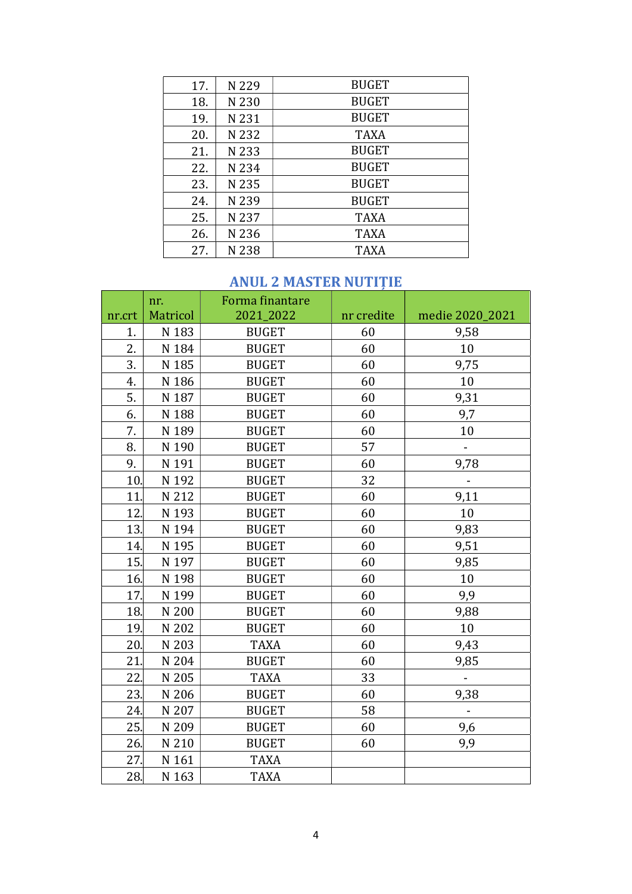| | | |
|---|---|---|
| 17. | N 229 | BUGET |
| 18. | N 230 | BUGET |
| 19. | N 231 | BUGET |
| 20. | N 232 | TAXA |
| 21. | N 233 | BUGET |
| 22. | N 234 | BUGET |
| 23. | N 235 | BUGET |
| 24. | N 239 | BUGET |
| 25. | N 237 | TAXA |
| 26. | N 236 | TAXA |
| 27. | N 238 | TAXA |

## ANUL 2 MASTER NUTIȚIE

| nr.crt | nr. Matricol | Forma finantare 2021_2022 | nr credite | medie 2020_2021 |
|---|---|---|---|---|
| 1. | N 183 | BUGET | 60 | 9,58 |
| 2. | N 184 | BUGET | 60 | 10 |
| 3. | N 185 | BUGET | 60 | 9,75 |
| 4. | N 186 | BUGET | 60 | 10 |
| 5. | N 187 | BUGET | 60 | 9,31 |
| 6. | N 188 | BUGET | 60 | 9,7 |
| 7. | N 189 | BUGET | 60 | 10 |
| 8. | N 190 | BUGET | 57 | - |
| 9. | N 191 | BUGET | 60 | 9,78 |
| 10. | N 192 | BUGET | 32 | - |
| 11. | N 212 | BUGET | 60 | 9,11 |
| 12. | N 193 | BUGET | 60 | 10 |
| 13. | N 194 | BUGET | 60 | 9,83 |
| 14. | N 195 | BUGET | 60 | 9,51 |
| 15. | N 197 | BUGET | 60 | 9,85 |
| 16. | N 198 | BUGET | 60 | 10 |
| 17. | N 199 | BUGET | 60 | 9,9 |
| 18. | N 200 | BUGET | 60 | 9,88 |
| 19. | N 202 | BUGET | 60 | 10 |
| 20. | N 203 | TAXA | 60 | 9,43 |
| 21. | N 204 | BUGET | 60 | 9,85 |
| 22. | N 205 | TAXA | 33 | - |
| 23. | N 206 | BUGET | 60 | 9,38 |
| 24. | N 207 | BUGET | 58 | - |
| 25. | N 209 | BUGET | 60 | 9,6 |
| 26. | N 210 | BUGET | 60 | 9,9 |
| 27. | N 161 | TAXA | | |
| 28. | N 163 | TAXA | | |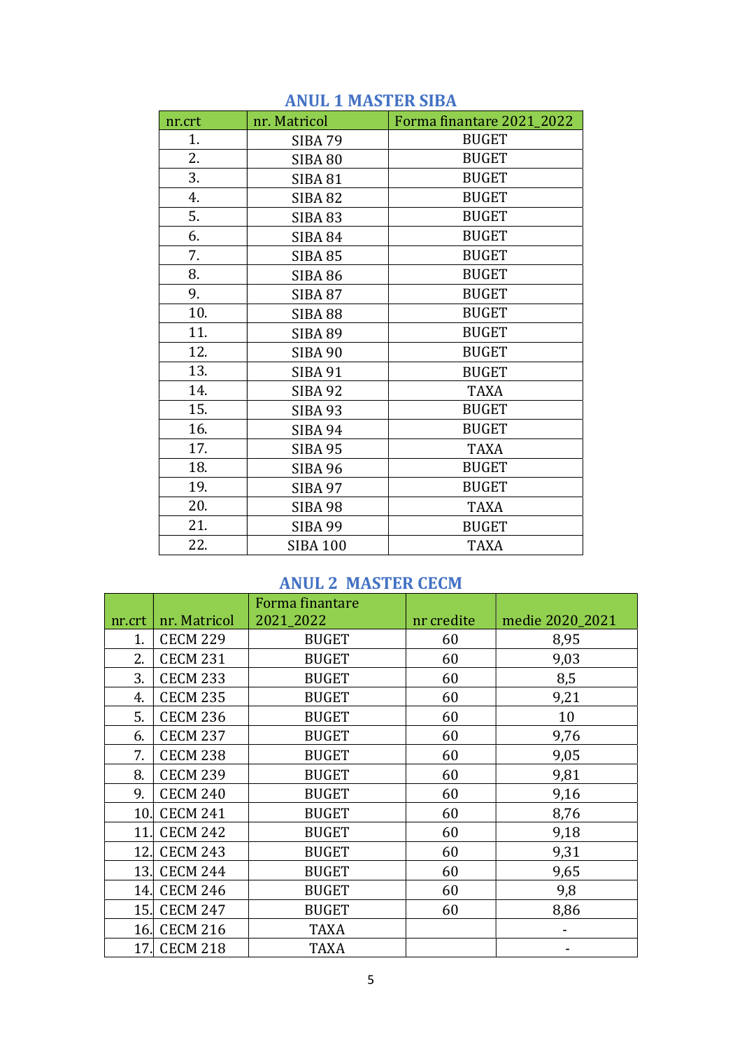## ANUL 1 MASTER SIBA

| nr.crt | nr. Matricol | Forma finantare 2021_2022 |
|---|---|---|
| 1. | SIBA 79 | BUGET |
| 2. | SIBA 80 | BUGET |
| 3. | SIBA 81 | BUGET |
| 4. | SIBA 82 | BUGET |
| 5. | SIBA 83 | BUGET |
| 6. | SIBA 84 | BUGET |
| 7. | SIBA 85 | BUGET |
| 8. | SIBA 86 | BUGET |
| 9. | SIBA 87 | BUGET |
| 10. | SIBA 88 | BUGET |
| 11. | SIBA 89 | BUGET |
| 12. | SIBA 90 | BUGET |
| 13. | SIBA 91 | BUGET |
| 14. | SIBA 92 | TAXA |
| 15. | SIBA 93 | BUGET |
| 16. | SIBA 94 | BUGET |
| 17. | SIBA 95 | TAXA |
| 18. | SIBA 96 | BUGET |
| 19. | SIBA 97 | BUGET |
| 20. | SIBA 98 | TAXA |
| 21. | SIBA 99 | BUGET |
| 22. | SIBA 100 | TAXA |

## ANUL 2 MASTER CECM

| nr.crt | nr. Matricol | Forma finantare 2021_2022 | nr credite | medie 2020_2021 |
|---|---|---|---|---|
| 1. | CECM 229 | BUGET | 60 | 8,95 |
| 2. | CECM 231 | BUGET | 60 | 9,03 |
| 3. | CECM 233 | BUGET | 60 | 8,5 |
| 4. | CECM 235 | BUGET | 60 | 9,21 |
| 5. | CECM 236 | BUGET | 60 | 10 |
| 6. | CECM 237 | BUGET | 60 | 9,76 |
| 7. | CECM 238 | BUGET | 60 | 9,05 |
| 8. | CECM 239 | BUGET | 60 | 9,81 |
| 9. | CECM 240 | BUGET | 60 | 9,16 |
| 10. | CECM 241 | BUGET | 60 | 8,76 |
| 11. | CECM 242 | BUGET | 60 | 9,18 |
| 12. | CECM 243 | BUGET | 60 | 9,31 |
| 13. | CECM 244 | BUGET | 60 | 9,65 |
| 14. | CECM 246 | BUGET | 60 | 9,8 |
| 15. | CECM 247 | BUGET | 60 | 8,86 |
| 16. | CECM 216 | TAXA | | - |
| 17. | CECM 218 | TAXA | | - |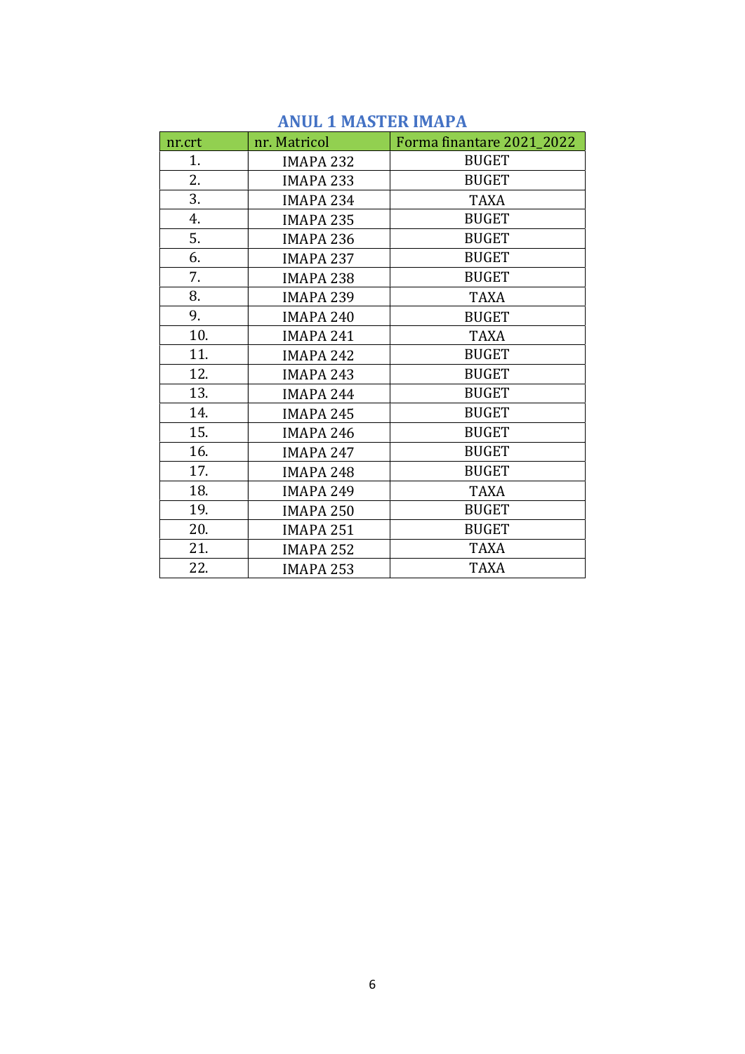## ANUL 1 MASTER IMAPA

| nr.crt | nr. Matricol | Forma finantare 2021_2022 |
|---|---|---|
| 1. | IMAPA 232 | BUGET |
| 2. | IMAPA 233 | BUGET |
| 3. | IMAPA 234 | TAXA |
| 4. | IMAPA 235 | BUGET |
| 5. | IMAPA 236 | BUGET |
| 6. | IMAPA 237 | BUGET |
| 7. | IMAPA 238 | BUGET |
| 8. | IMAPA 239 | TAXA |
| 9. | IMAPA 240 | BUGET |
| 10. | IMAPA 241 | TAXA |
| 11. | IMAPA 242 | BUGET |
| 12. | IMAPA 243 | BUGET |
| 13. | IMAPA 244 | BUGET |
| 14. | IMAPA 245 | BUGET |
| 15. | IMAPA 246 | BUGET |
| 16. | IMAPA 247 | BUGET |
| 17. | IMAPA 248 | BUGET |
| 18. | IMAPA 249 | TAXA |
| 19. | IMAPA 250 | BUGET |
| 20. | IMAPA 251 | BUGET |
| 21. | IMAPA 252 | TAXA |
| 22. | IMAPA 253 | TAXA |